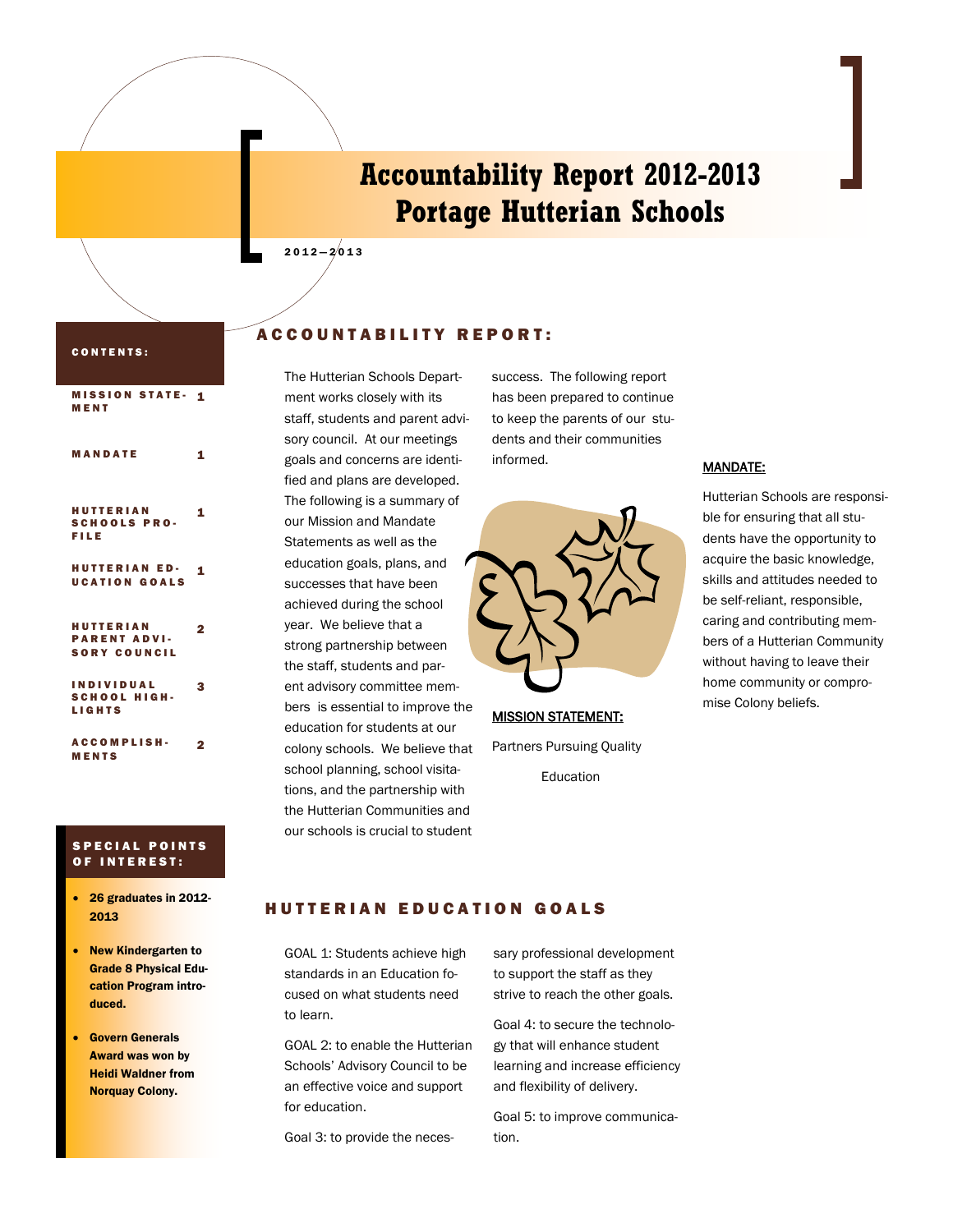# Accountability Report 2012-2013
# Portage Hutterian Schools

2012—2013

**CONTENTS:**

| | |
|---|---|
| MISSION STATEMENT | 1 |
| MANDATE | 1 |
| HUTTERIAN SCHOOLS PROFILE | 1 |
| HUTTERIAN EDUCATION GOALS | 1 |
| HUTTERIAN PARENT ADVISORY COUNCIL | 2 |
| INDIVIDUAL SCHOOL HIGHLIGHTS | 3 |
| ACCOMPLISHMENTS | 2 |

**SPECIAL POINTS OF INTEREST:**

- **26 graduates in 2012-2013**
- **New Kindergarten to Grade 8 Physical Education Program introduced.**
- **Govern Generals Award was won by Heidi Waldner from Norquay Colony.**

## ACCOUNTABILITY REPORT:

The Hutterian Schools Department works closely with its staff, students and parent advisory council. At our meetings goals and concerns are identified and plans are developed. The following is a summary of our Mission and Mandate Statements as well as the education goals, plans, and successes that have been achieved during the school year. We believe that a strong partnership between the staff, students and parent advisory committee members is essential to improve the education for students at our colony schools. We believe that school planning, school visitations, and the partnership with the Hutterian Communities and our schools is crucial to student success. The following report has been prepared to continue to keep the parents of our students and their communities informed.

**MISSION STATEMENT:**

Partners Pursuing Quality Education

**MANDATE:**

Hutterian Schools are responsible for ensuring that all students have the opportunity to acquire the basic knowledge, skills and attitudes needed to be self-reliant, responsible, caring and contributing members of a Hutterian Community without having to leave their home community or compromise Colony beliefs.

## HUTTERIAN EDUCATION GOALS

GOAL 1: Students achieve high standards in an Education focused on what students need to learn.

GOAL 2: to enable the Hutterian Schools' Advisory Council to be an effective voice and support for education.

Goal 3: to provide the necessary professional development to support the staff as they strive to reach the other goals.

Goal 4: to secure the technology that will enhance student learning and increase efficiency and flexibility of delivery.

Goal 5: to improve communication.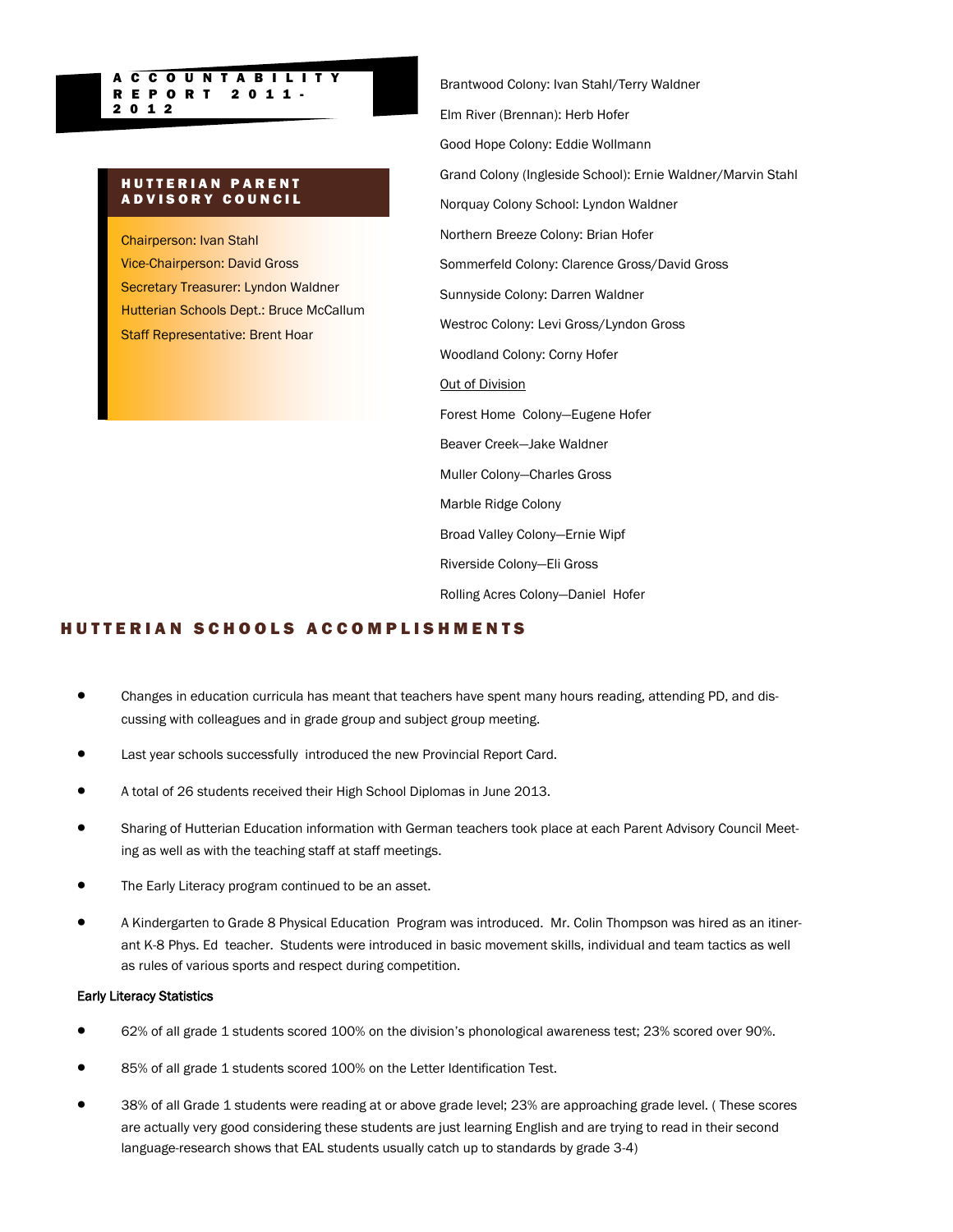# ACCOUNTABILITY REPORT 2011-2012

## HUTTERIAN PARENT ADVISORY COUNCIL

Chairperson: Ivan Stahl

Vice-Chairperson: David Gross

Secretary Treasurer: Lyndon Waldner

Hutterian Schools Dept.: Bruce McCallum

Staff Representative: Brent Hoar

Brantwood Colony: Ivan Stahl/Terry Waldner

Elm River (Brennan): Herb Hofer

Good Hope Colony: Eddie Wollmann

Grand Colony (Ingleside School): Ernie Waldner/Marvin Stahl

Norquay Colony School: Lyndon Waldner

Northern Breeze Colony: Brian Hofer

Sommerfeld Colony: Clarence Gross/David Gross

Sunnyside Colony: Darren Waldner

Westroc Colony: Levi Gross/Lyndon Gross

Woodland Colony: Corny Hofer

Out of Division

Forest Home Colony—Eugene Hofer

Beaver Creek—Jake Waldner

Muller Colony—Charles Gross

Marble Ridge Colony

Broad Valley Colony—Ernie Wipf

Riverside Colony—Eli Gross

Rolling Acres Colony—Daniel Hofer

## HUTTERIAN SCHOOLS ACCOMPLISHMENTS

- Changes in education curricula has meant that teachers have spent many hours reading, attending PD, and discussing with colleagues and in grade group and subject group meeting.
- Last year schools successfully introduced the new Provincial Report Card.
- A total of 26 students received their High School Diplomas in June 2013.
- Sharing of Hutterian Education information with German teachers took place at each Parent Advisory Council Meeting as well as with the teaching staff at staff meetings.
- The Early Literacy program continued to be an asset.
- A Kindergarten to Grade 8 Physical Education Program was introduced. Mr. Colin Thompson was hired as an itinerant K-8 Phys. Ed teacher. Students were introduced in basic movement skills, individual and team tactics as well as rules of various sports and respect during competition.

Early Literacy Statistics

- 62% of all grade 1 students scored 100% on the division's phonological awareness test; 23% scored over 90%.
- 85% of all grade 1 students scored 100% on the Letter Identification Test.
- 38% of all Grade 1 students were reading at or above grade level; 23% are approaching grade level. ( These scores are actually very good considering these students are just learning English and are trying to read in their second language-research shows that EAL students usually catch up to standards by grade 3-4)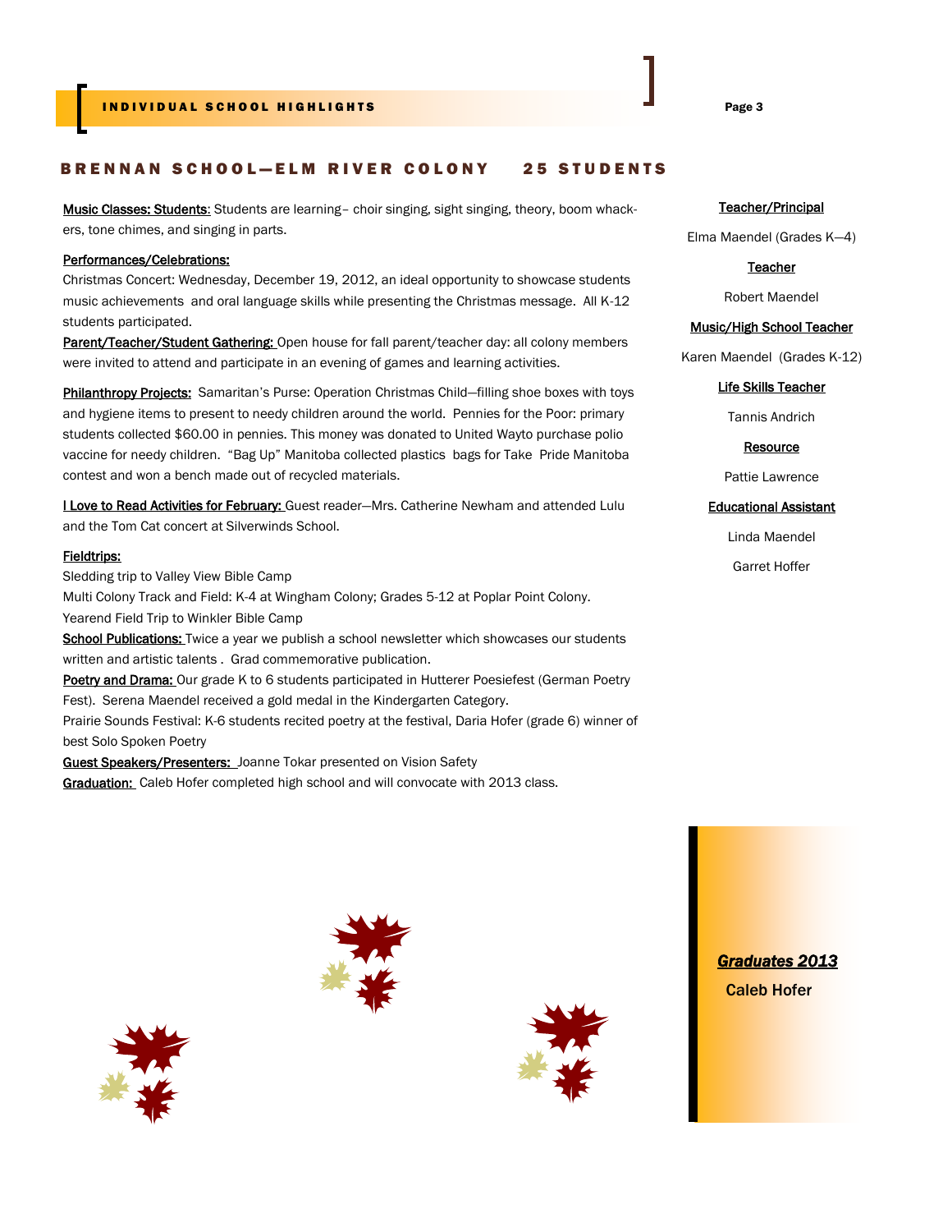## BRENNAN SCHOOL—ELM RIVER COLONY 25 STUDENTS

**Music Classes: Students:** Students are learning– choir singing, sight singing, theory, boom whackers, tone chimes, and singing in parts.

**Performances/Celebrations:**
Christmas Concert: Wednesday, December 19, 2012, an ideal opportunity to showcase students music achievements and oral language skills while presenting the Christmas message. All K-12 students participated.

**Parent/Teacher/Student Gathering:** Open house for fall parent/teacher day: all colony members were invited to attend and participate in an evening of games and learning activities.

**Philanthropy Projects:** Samaritan's Purse: Operation Christmas Child—filling shoe boxes with toys and hygiene items to present to needy children around the world. Pennies for the Poor: primary students collected $60.00 in pennies. This money was donated to United Wayto purchase polio vaccine for needy children. "Bag Up" Manitoba collected plastics bags for Take Pride Manitoba contest and won a bench made out of recycled materials.

**I Love to Read Activities for February:** Guest reader—Mrs. Catherine Newham and attended Lulu and the Tom Cat concert at Silverwinds School.

**Fieldtrips:**
Sledding trip to Valley View Bible Camp
Multi Colony Track and Field: K-4 at Wingham Colony; Grades 5-12 at Poplar Point Colony.
Yearend Field Trip to Winkler Bible Camp

**School Publications:** Twice a year we publish a school newsletter which showcases our students written and artistic talents . Grad commemorative publication.

**Poetry and Drama:** Our grade K to 6 students participated in Hutterer Poesiefest (German Poetry Fest). Serena Maendel received a gold medal in the Kindergarten Category.
Prairie Sounds Festival: K-6 students recited poetry at the festival, Daria Hofer (grade 6) winner of best Solo Spoken Poetry

**Guest Speakers/Presenters:** Joanne Tokar presented on Vision Safety

**Graduation:** Caleb Hofer completed high school and will convocate with 2013 class.

**Teacher/Principal**
Elma Maendel (Grades K—4)

**Teacher**
Robert Maendel

**Music/High School Teacher**
Karen Maendel (Grades K-12)

**Life Skills Teacher**
Tannis Andrich

**Resource**
Pattie Lawrence

**Educational Assistant**
Linda Maendel
Garret Hoffer

***Graduates 2013***
**Caleb Hofer**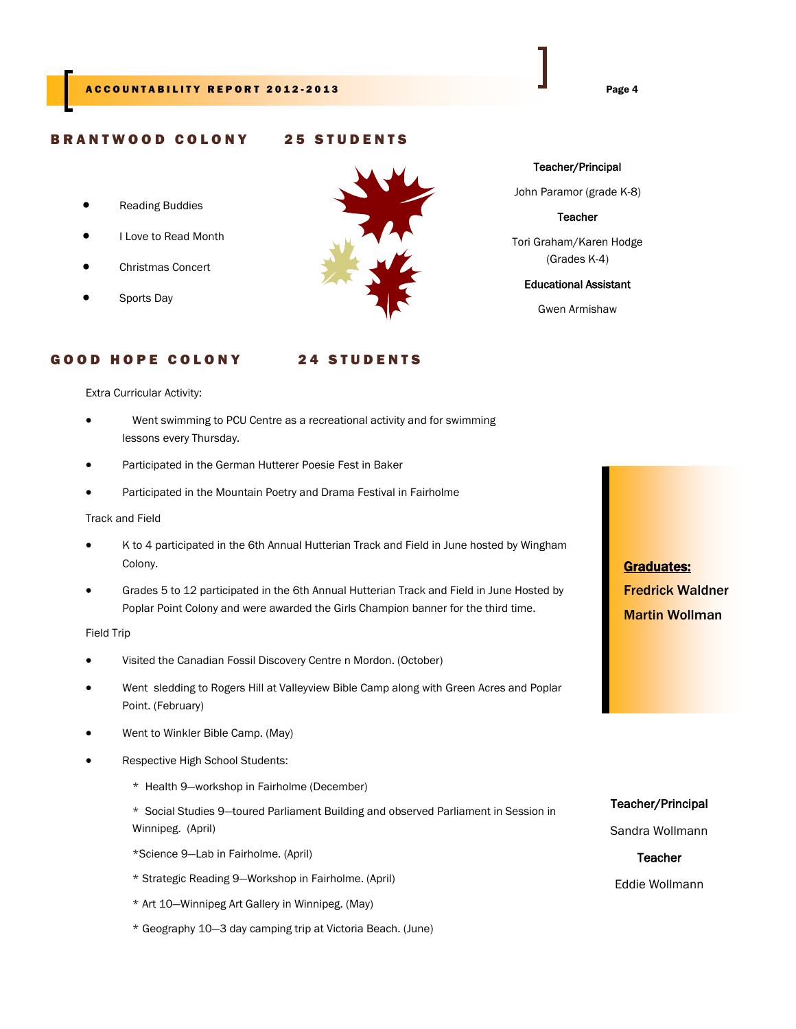## BRANTWOOD COLONY 25 STUDENTS

- Reading Buddies
- I Love to Read Month
- Christmas Concert
- Sports Day

**Teacher/Principal**

John Paramor (grade K-8)

**Teacher**

Tori Graham/Karen Hodge (Grades K-4)

**Educational Assistant**

Gwen Armishaw

## GOOD HOPE COLONY 24 STUDENTS

Extra Curricular Activity:

- Went swimming to PCU Centre as a recreational activity and for swimming lessons every Thursday.
- Participated in the German Hutterer Poesie Fest in Baker
- Participated in the Mountain Poetry and Drama Festival in Fairholme

Track and Field

- K to 4 participated in the 6th Annual Hutterian Track and Field in June hosted by Wingham Colony.
- Grades 5 to 12 participated in the 6th Annual Hutterian Track and Field in June Hosted by Poplar Point Colony and were awarded the Girls Champion banner for the third time.

Field Trip

- Visited the Canadian Fossil Discovery Centre n Mordon. (October)
- Went sledding to Rogers Hill at Valleyview Bible Camp along with Green Acres and Poplar Point. (February)
- Went to Winkler Bible Camp. (May)
- Respective High School Students:
  - * Health 9—workshop in Fairholme (December)
  - * Social Studies 9—toured Parliament Building and observed Parliament in Session in Winnipeg. (April)
  - *Science 9—Lab in Fairholme. (April)
  - * Strategic Reading 9—Workshop in Fairholme. (April)
  - * Art 10—Winnipeg Art Gallery in Winnipeg. (May)
  - * Geography 10—3 day camping trip at Victoria Beach. (June)

**Graduates:**

**Fredrick Waldner**

**Martin Wollman**

**Teacher/Principal**

Sandra Wollmann

**Teacher**

Eddie Wollmann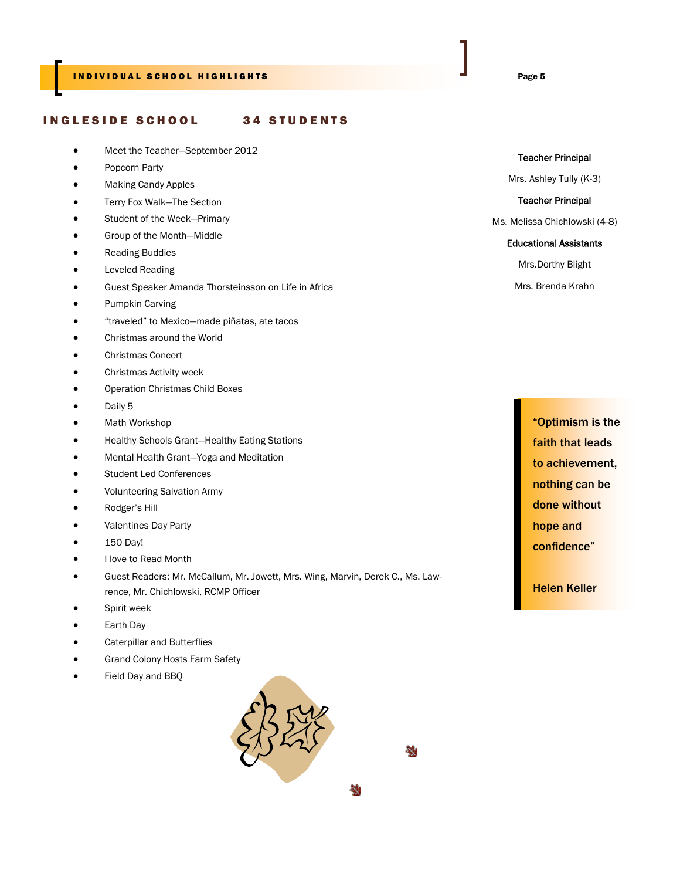## INDIVIDUAL SCHOOL HIGHLIGHTS

## INGLESIDE SCHOOL 34 STUDENTS

- Meet the Teacher—September 2012
- Popcorn Party
- Making Candy Apples
- Terry Fox Walk—The Section
- Student of the Week—Primary
- Group of the Month—Middle
- Reading Buddies
- Leveled Reading
- Guest Speaker Amanda Thorsteinsson on Life in Africa
- Pumpkin Carving
- “traveled” to Mexico—made piñatas, ate tacos
- Christmas around the World
- Christmas Concert
- Christmas Activity week
- Operation Christmas Child Boxes
- Daily 5
- Math Workshop
- Healthy Schools Grant—Healthy Eating Stations
- Mental Health Grant—Yoga and Meditation
- Student Led Conferences
- Volunteering Salvation Army
- Rodger’s Hill
- Valentines Day Party
- 150 Day!
- I love to Read Month
- Guest Readers: Mr. McCallum, Mr. Jowett, Mrs. Wing, Marvin, Derek C., Ms. Law-rence, Mr. Chichlowski, RCMP Officer
- Spirit week
- Earth Day
- Caterpillar and Butterflies
- Grand Colony Hosts Farm Safety
- Field Day and BBQ

**Teacher Principal**

Mrs. Ashley Tully (K-3)

**Teacher Principal**

Ms. Melissa Chichlowski (4-8)

**Educational Assistants**

Mrs.Dorthy Blight

Mrs. Brenda Krahn

**“Optimism is the faith that leads to achievement, nothing can be done without hope and confidence”**

**Helen Keller**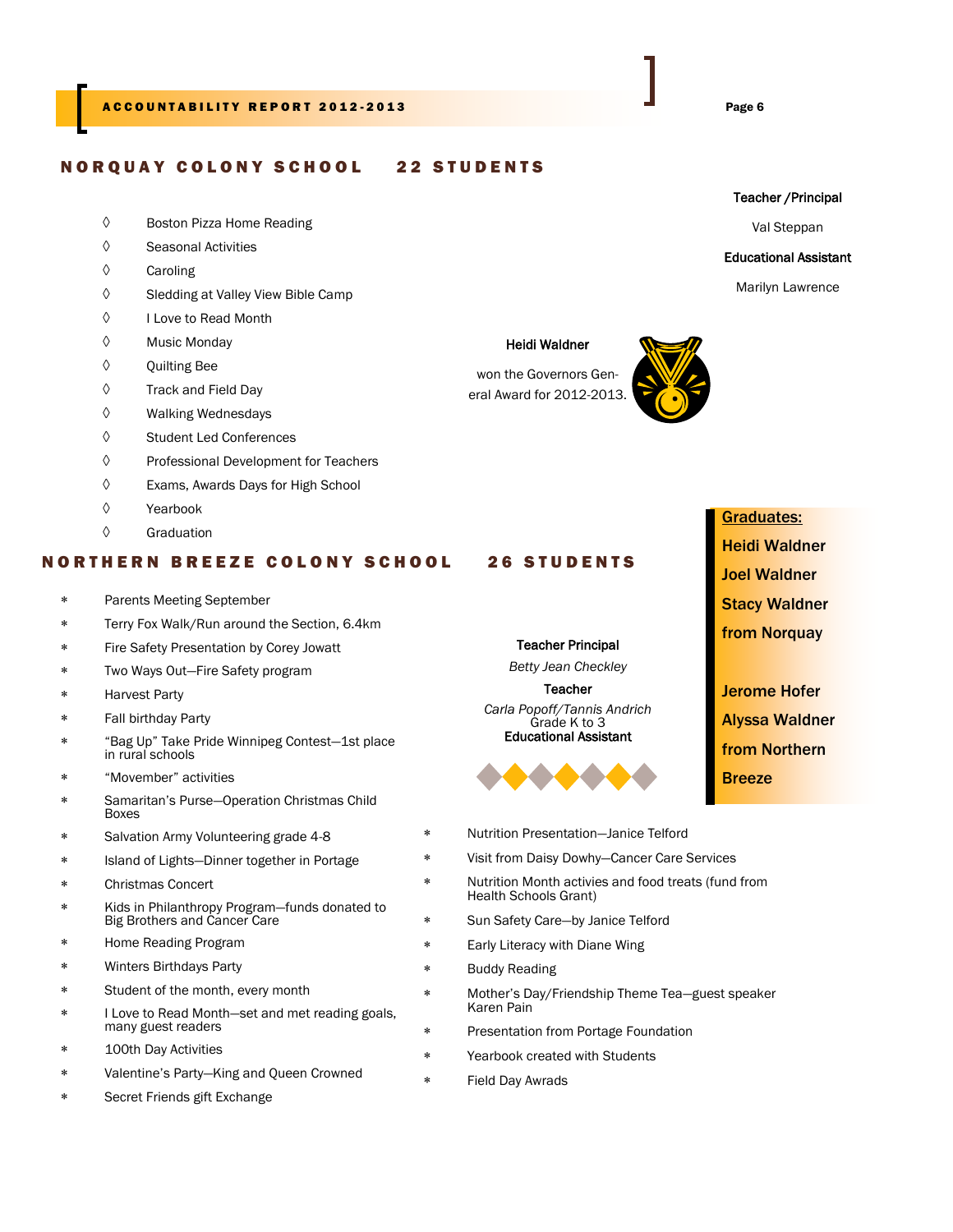## NORQUAY COLONY SCHOOL 22 STUDENTS

**Teacher /Principal**

Val Steppan

**Educational Assistant**

Marilyn Lawrence

- Boston Pizza Home Reading
- Seasonal Activities
- Caroling
- Sledding at Valley View Bible Camp
- I Love to Read Month
- Music Monday
- Quilting Bee
- Track and Field Day
- Walking Wednesdays
- Student Led Conferences
- Professional Development for Teachers
- Exams, Awards Days for High School
- Yearbook
- Graduation

**Heidi Waldner**

won the Governors General Award for 2012-2013.

**Graduates:**

**Heidi Waldner**
**Joel Waldner**
**Stacy Waldner**
**from Norquay**

**Jerome Hofer**
**Alyssa Waldner**
**from Northern Breeze**

## NORTHERN BREEZE COLONY SCHOOL 26 STUDENTS

**Teacher Principal**

*Betty Jean Checkley*

**Teacher**

*Carla Popoff/Tannis Andrich*
Grade K to 3

**Educational Assistant**

- Parents Meeting September
- Terry Fox Walk/Run around the Section, 6.4km
- Fire Safety Presentation by Corey Jowatt
- Two Ways Out—Fire Safety program
- Harvest Party
- Fall birthday Party
- "Bag Up" Take Pride Winnipeg Contest—1st place in rural schools
- "Movember" activities
- Samaritan's Purse—Operation Christmas Child Boxes
- Salvation Army Volunteering grade 4-8
- Island of Lights—Dinner together in Portage
- Christmas Concert
- Kids in Philanthropy Program—funds donated to Big Brothers and Cancer Care
- Home Reading Program
- Winters Birthdays Party
- Student of the month, every month
- I Love to Read Month—set and met reading goals, many guest readers
- 100th Day Activities
- Valentine's Party—King and Queen Crowned
- Secret Friends gift Exchange
- Nutrition Presentation—Janice Telford
- Visit from Daisy Dowhy—Cancer Care Services
- Nutrition Month activies and food treats (fund from Health Schools Grant)
- Sun Safety Care—by Janice Telford
- Early Literacy with Diane Wing
- Buddy Reading
- Mother's Day/Friendship Theme Tea—guest speaker Karen Pain
- Presentation from Portage Foundation
- Yearbook created with Students
- Field Day Awrads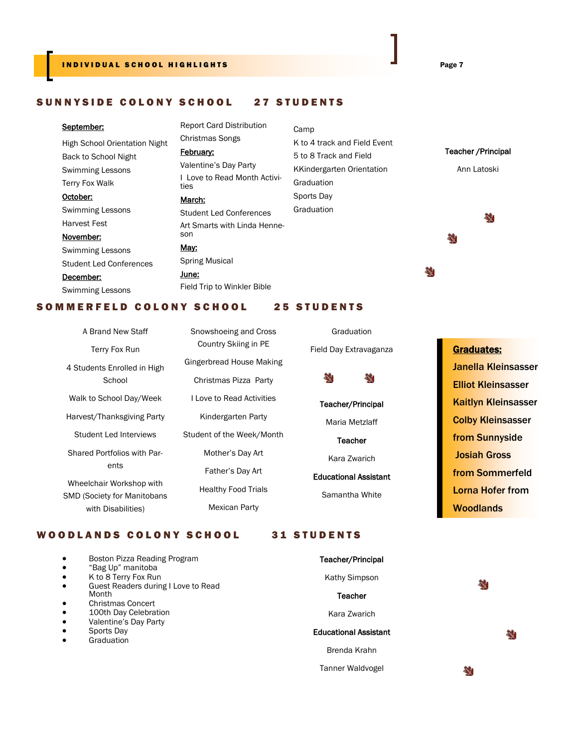## SUNNYSIDE COLONY SCHOOL 27 STUDENTS

**September:**

High School Orientation Night
Back to School Night
Swimming Lessons
Terry Fox Walk

**October:**

Swimming Lessons
Harvest Fest

**November:**

Swimming Lessons
Student Led Conferences

**December:**

Swimming Lessons
Report Card Distribution
Christmas Songs

**February:**

Valentine's Day Party
I Love to Read Month Activities

**March:**

Student Led Conferences
Art Smarts with Linda Henneson

**May:**

Spring Musical

**June:**

Field Trip to Winkler Bible Camp
K to 4 track and Field Event
5 to 8 Track and Field
KKindergarten Orientation
Graduation
Sports Day
Graduation

**Teacher /Principal**

Ann Latoski

## SOMMERFELD COLONY SCHOOL 25 STUDENTS

A Brand New Staff
Terry Fox Run
4 Students Enrolled in High School
Walk to School Day/Week
Harvest/Thanksgiving Party
Student Led Interviews
Shared Portfolios with Parents
Wheelchair Workshop with SMD (Society for Manitobans with Disabilities)
Snowshoeing and Cross Country Skiing in PE
Gingerbread House Making
Christmas Pizza Party
I Love to Read Activities
Kindergarten Party
Student of the Week/Month
Mother's Day Art
Father's Day Art
Healthy Food Trials
Mexican Party
Graduation
Field Day Extravaganza

**Teacher/Principal**

Maria Metzlaff

**Teacher**

Kara Zwarich

**Educational Assistant**

Samantha White

**Graduates:**

**Janella Kleinsasser**
**Elliot Kleinsasser**
**Kaitlyn Kleinsasser**
**Colby Kleinsasser from Sunnyside**
**Josiah Gross from Sommerfeld**
**Lorna Hofer from Woodlands**

## WOODLANDS COLONY SCHOOL 31 STUDENTS

- Boston Pizza Reading Program
- "Bag Up" manitoba
- K to 8 Terry Fox Run
- Guest Readers during I Love to Read Month
- Christmas Concert
- 100th Day Celebration
- Valentine's Day Party
- Sports Day
- Graduation

**Teacher/Principal**

Kathy Simpson

**Teacher**

Kara Zwarich

**Educational Assistant**

Brenda Krahn

Tanner Waldvogel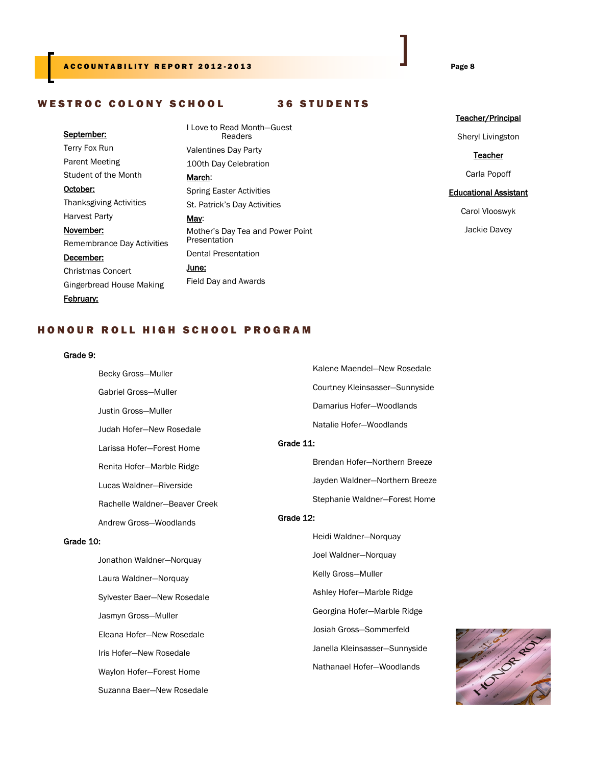## WESTROC COLONY SCHOOL 36 STUDENTS

**September:**

Terry Fox Run

Parent Meeting

Student of the Month

**October:**

Thanksgiving Activities

Harvest Party

**November:**

Remembrance Day Activities

**December:**

Christmas Concert

Gingerbread House Making

**February:**

I Love to Read Month—Guest Readers

Valentines Day Party

100th Day Celebration

**March**:

Spring Easter Activities

St. Patrick's Day Activities

**May**:

Mother's Day Tea and Power Point Presentation

Dental Presentation

**June:**

Field Day and Awards

**Teacher/Principal**

Sheryl Livingston

**Teacher**

Carla Popoff

**Educational Assistant**

Carol Vlooswyk

Jackie Davey

## HONOUR ROLL HIGH SCHOOL PROGRAM

**Grade 9:**

Becky Gross—Muller

Gabriel Gross—Muller

Justin Gross—Muller

Judah Hofer—New Rosedale

Larissa Hofer—Forest Home

Renita Hofer—Marble Ridge

Lucas Waldner—Riverside

Rachelle Waldner—Beaver Creek

Andrew Gross—Woodlands

**Grade 10:**

Jonathon Waldner—Norquay

Laura Waldner—Norquay

Sylvester Baer—New Rosedale

Jasmyn Gross—Muller

Eleana Hofer—New Rosedale

Iris Hofer—New Rosedale

Waylon Hofer—Forest Home

Suzanna Baer—New Rosedale

Kalene Maendel—New Rosedale

Courtney Kleinsasser—Sunnyside

Damarius Hofer—Woodlands

Natalie Hofer—Woodlands

**Grade 11:**

Brendan Hofer—Northern Breeze

Jayden Waldner—Northern Breeze

Stephanie Waldner—Forest Home

**Grade 12:**

Heidi Waldner—Norquay

Joel Waldner—Norquay

Kelly Gross—Muller

Ashley Hofer—Marble Ridge

Georgina Hofer—Marble Ridge

Josiah Gross—Sommerfeld

Janella Kleinsasser—Sunnyside

Nathanael Hofer—Woodlands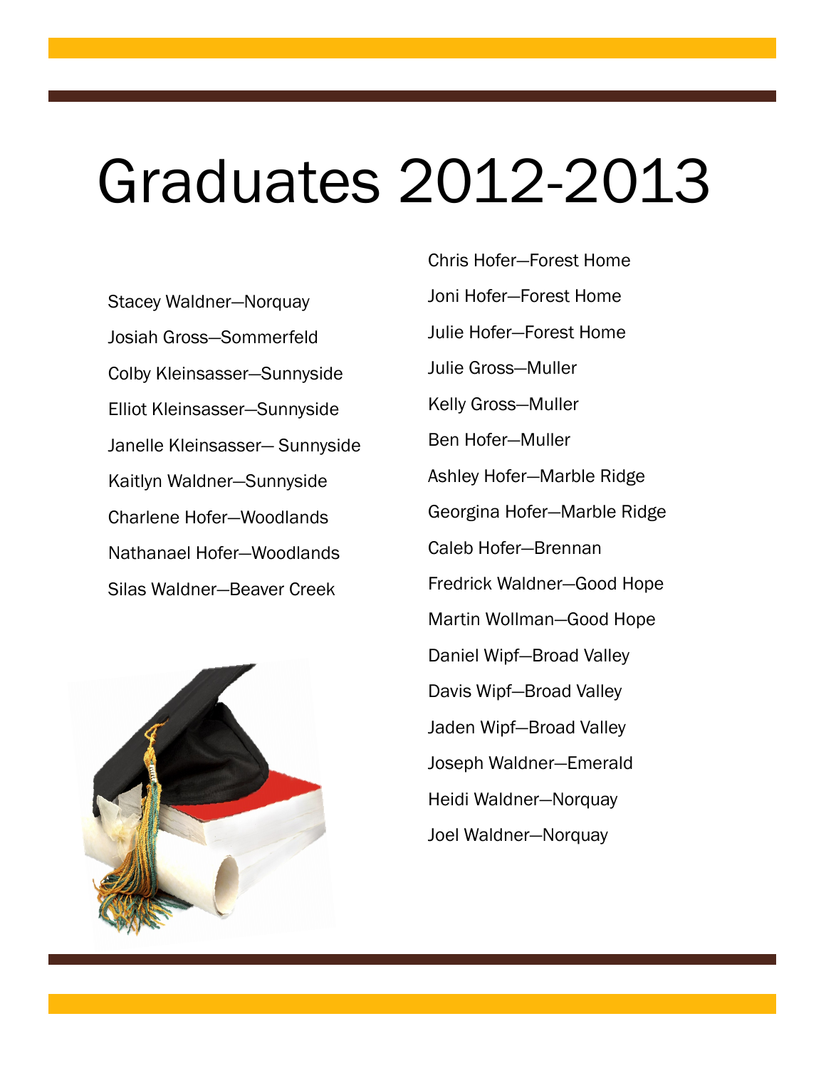# Graduates 2012-2013

Stacey Waldner—Norquay

Josiah Gross—Sommerfeld

Colby Kleinsasser—Sunnyside

Elliot Kleinsasser—Sunnyside

Janelle Kleinsasser— Sunnyside

Kaitlyn Waldner—Sunnyside

Charlene Hofer—Woodlands

Nathanael Hofer—Woodlands

Silas Waldner—Beaver Creek

Chris Hofer—Forest Home

Joni Hofer—Forest Home

Julie Hofer—Forest Home

Julie Gross—Muller

Kelly Gross—Muller

Ben Hofer—Muller

Ashley Hofer—Marble Ridge

Georgina Hofer—Marble Ridge

Caleb Hofer—Brennan

Fredrick Waldner—Good Hope

Martin Wollman—Good Hope

Daniel Wipf—Broad Valley

Davis Wipf—Broad Valley

Jaden Wipf—Broad Valley

Joseph Waldner—Emerald

Heidi Waldner—Norquay

Joel Waldner—Norquay